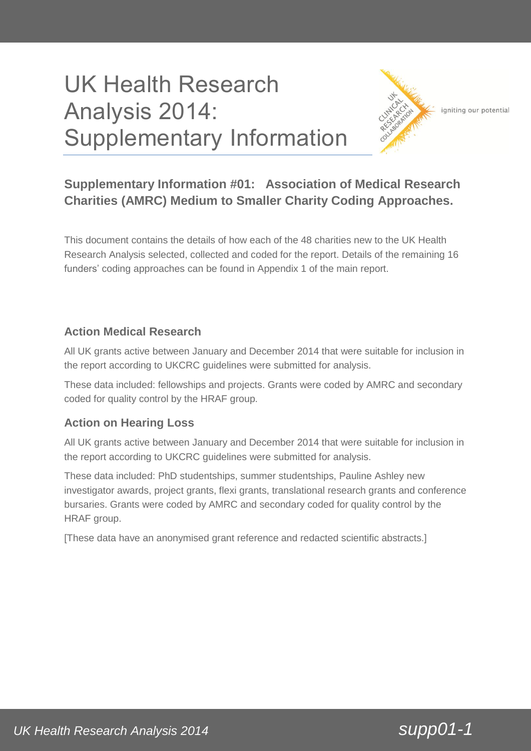# UK Health Research Analysis 2014: Supplementary Information

## Supplementary Information #01: Association of Medical Research Charities (AMRC) Medium to Smaller Charity Coding Approaches.

This document contains the details of how each of the 48 charities new to the UK Health Research Analysis selected, collected and coded for the report. Details of the remaining 16 funders' coding approaches can be found in Appendix 1 of the main report.

### Action Medical Research

All UK grants active between January and December 2014 that were suitable for inclusion in the report according to UKCRC guidelines were submitted for analysis.

These data included: fellowships and projects. Grants were coded by AMRC and secondary coded for quality control by the HRAF group.

### Action on Hearing Loss

All UK grants active between January and December 2014 that were suitable for inclusion in the report according to UKCRC guidelines were submitted for analysis.

These data included: PhD studentships, summer studentships, Pauline Ashley new investigator awards, project grants, flexi grants, translational research grants and conference bursaries. Grants were coded by AMRC and secondary coded for quality control by the HRAF group.

[These data have an anonymised grant reference and redacted scientific abstracts.]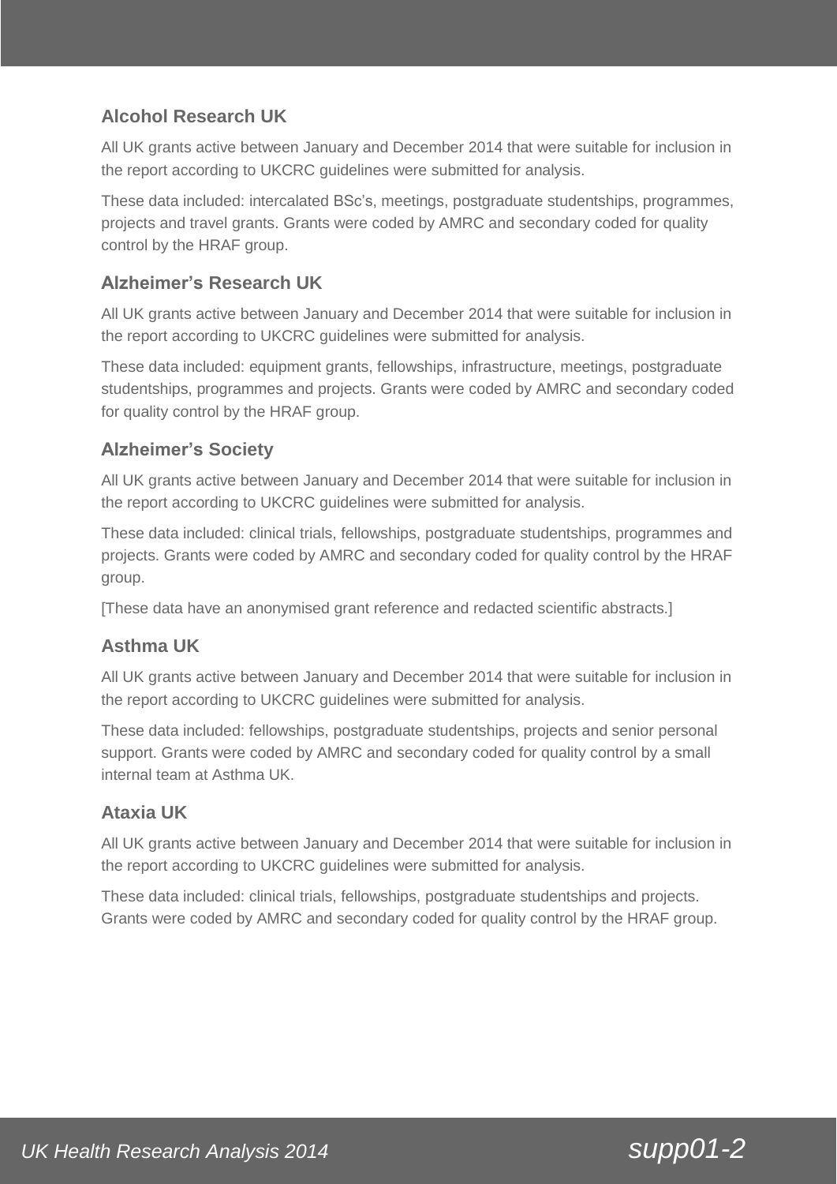### Alcohol Research UK

All UK grants active between January and December 2014 that were suitable for inclusion in the report according to UKCRC guidelines were submitted for analysis.

These data included: intercalated BSc's, meetings, postgraduate studentships, programmes, projects and travel grants. Grants were coded by AMRC and secondary coded for quality control by the HRAF group.

### Alzheimer's Research UK

All UK grants active between January and December 2014 that were suitable for inclusion in the report according to UKCRC guidelines were submitted for analysis.

These data included: equipment grants, fellowships, infrastructure, meetings, postgraduate studentships, programmes and projects. Grants were coded by AMRC and secondary coded for quality control by the HRAF group.

### Alzheimer's Society

All UK grants active between January and December 2014 that were suitable for inclusion in the report according to UKCRC guidelines were submitted for analysis.

These data included: clinical trials, fellowships, postgraduate studentships, programmes and projects. Grants were coded by AMRC and secondary coded for quality control by the HRAF group.

[These data have an anonymised grant reference and redacted scientific abstracts.]

### Asthma UK

All UK grants active between January and December 2014 that were suitable for inclusion in the report according to UKCRC guidelines were submitted for analysis.

These data included: fellowships, postgraduate studentships, projects and senior personal support. Grants were coded by AMRC and secondary coded for quality control by a small internal team at Asthma UK.

### Ataxia UK

All UK grants active between January and December 2014 that were suitable for inclusion in the report according to UKCRC guidelines were submitted for analysis.

These data included: clinical trials, fellowships, postgraduate studentships and projects. Grants were coded by AMRC and secondary coded for quality control by the HRAF group.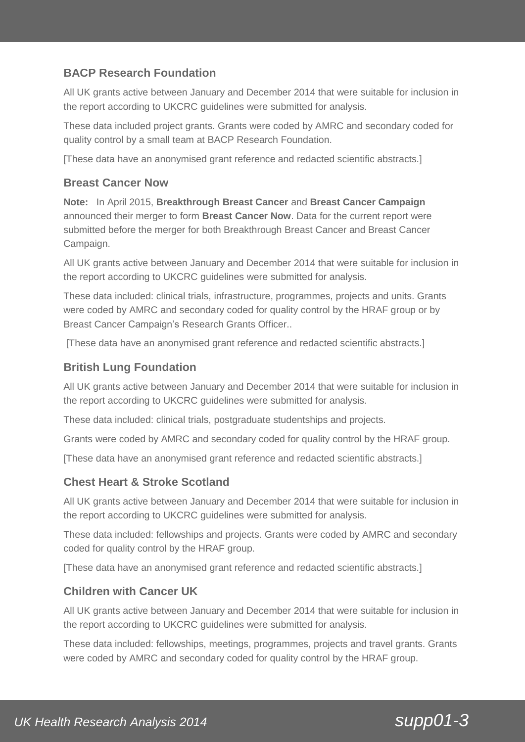### BACP Research Foundation

All UK grants active between January and December 2014 that were suitable for inclusion in the report according to UKCRC guidelines were submitted for analysis.

These data included project grants. Grants were coded by AMRC and secondary coded for quality control by a small team at BACP Research Foundation.

[These data have an anonymised grant reference and redacted scientific abstracts.]

### Breast Cancer Now

**Note:** In April 2015, **Breakthrough Breast Cancer** and **Breast Cancer Campaign** announced their merger to form **Breast Cancer Now**. Data for the current report were submitted before the merger for both Breakthrough Breast Cancer and Breast Cancer Campaign.

All UK grants active between January and December 2014 that were suitable for inclusion in the report according to UKCRC guidelines were submitted for analysis.

These data included: clinical trials, infrastructure, programmes, projects and units. Grants were coded by AMRC and secondary coded for quality control by the HRAF group or by Breast Cancer Campaign's Research Grants Officer..

[These data have an anonymised grant reference and redacted scientific abstracts.]

### British Lung Foundation

All UK grants active between January and December 2014 that were suitable for inclusion in the report according to UKCRC guidelines were submitted for analysis.

These data included: clinical trials, postgraduate studentships and projects.

Grants were coded by AMRC and secondary coded for quality control by the HRAF group.

[These data have an anonymised grant reference and redacted scientific abstracts.]

### Chest Heart & Stroke Scotland

All UK grants active between January and December 2014 that were suitable for inclusion in the report according to UKCRC guidelines were submitted for analysis.

These data included: fellowships and projects. Grants were coded by AMRC and secondary coded for quality control by the HRAF group.

[These data have an anonymised grant reference and redacted scientific abstracts.]

### Children with Cancer UK

All UK grants active between January and December 2014 that were suitable for inclusion in the report according to UKCRC guidelines were submitted for analysis.

These data included: fellowships, meetings, programmes, projects and travel grants. Grants were coded by AMRC and secondary coded for quality control by the HRAF group.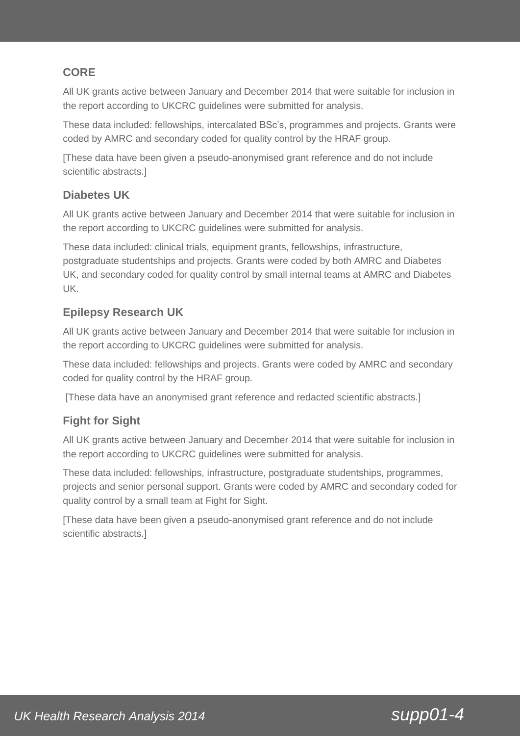### CORE

All UK grants active between January and December 2014 that were suitable for inclusion in the report according to UKCRC guidelines were submitted for analysis.

These data included: fellowships, intercalated BSc's, programmes and projects. Grants were coded by AMRC and secondary coded for quality control by the HRAF group.

[These data have been given a pseudo-anonymised grant reference and do not include scientific abstracts.]

### Diabetes UK

All UK grants active between January and December 2014 that were suitable for inclusion in the report according to UKCRC guidelines were submitted for analysis.

These data included: clinical trials, equipment grants, fellowships, infrastructure, postgraduate studentships and projects. Grants were coded by both AMRC and Diabetes UK, and secondary coded for quality control by small internal teams at AMRC and Diabetes UK.

### Epilepsy Research UK

All UK grants active between January and December 2014 that were suitable for inclusion in the report according to UKCRC guidelines were submitted for analysis.

These data included: fellowships and projects. Grants were coded by AMRC and secondary coded for quality control by the HRAF group.

[These data have an anonymised grant reference and redacted scientific abstracts.]

### Fight for Sight

All UK grants active between January and December 2014 that were suitable for inclusion in the report according to UKCRC guidelines were submitted for analysis.

These data included: fellowships, infrastructure, postgraduate studentships, programmes, projects and senior personal support. Grants were coded by AMRC and secondary coded for quality control by a small team at Fight for Sight.

[These data have been given a pseudo-anonymised grant reference and do not include scientific abstracts.]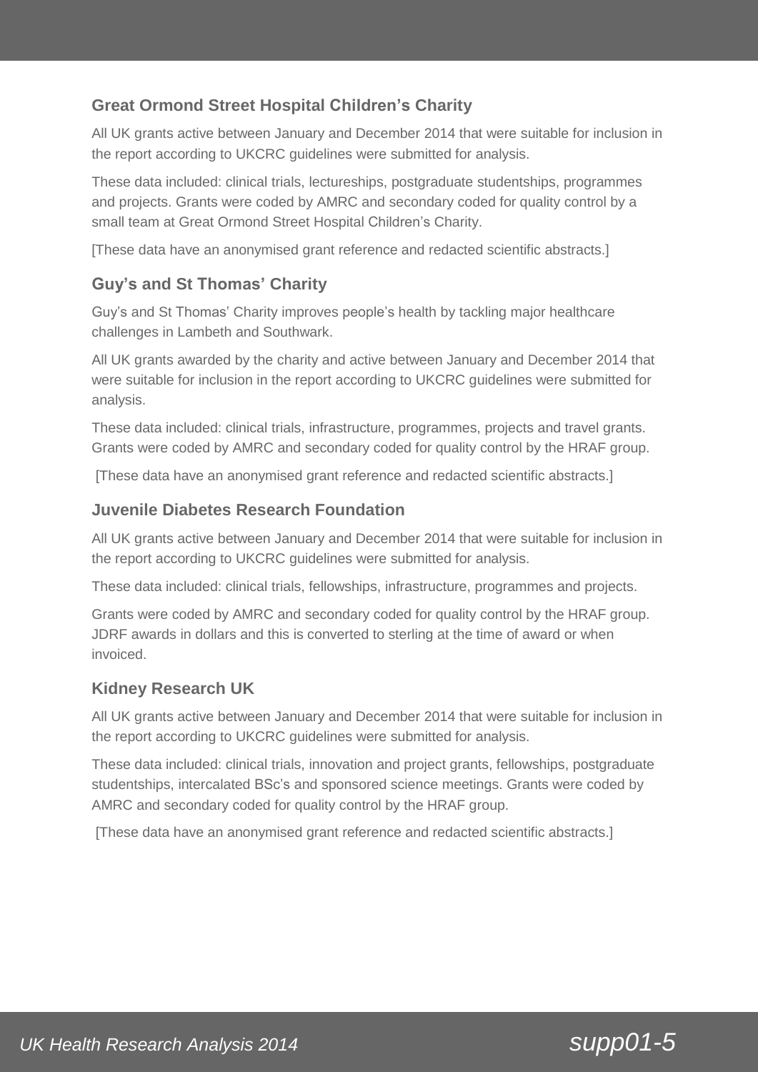### Great Ormond Street Hospital Children's Charity

All UK grants active between January and December 2014 that were suitable for inclusion in the report according to UKCRC guidelines were submitted for analysis.

These data included: clinical trials, lectureships, postgraduate studentships, programmes and projects. Grants were coded by AMRC and secondary coded for quality control by a small team at Great Ormond Street Hospital Children's Charity.

[These data have an anonymised grant reference and redacted scientific abstracts.]

### Guy's and St Thomas' Charity

Guy's and St Thomas' Charity improves people's health by tackling major healthcare challenges in Lambeth and Southwark.

All UK grants awarded by the charity and active between January and December 2014 that were suitable for inclusion in the report according to UKCRC guidelines were submitted for analysis.

These data included: clinical trials, infrastructure, programmes, projects and travel grants. Grants were coded by AMRC and secondary coded for quality control by the HRAF group.

[These data have an anonymised grant reference and redacted scientific abstracts.]

### Juvenile Diabetes Research Foundation

All UK grants active between January and December 2014 that were suitable for inclusion in the report according to UKCRC guidelines were submitted for analysis.

These data included: clinical trials, fellowships, infrastructure, programmes and projects.

Grants were coded by AMRC and secondary coded for quality control by the HRAF group. JDRF awards in dollars and this is converted to sterling at the time of award or when invoiced.

### Kidney Research UK

All UK grants active between January and December 2014 that were suitable for inclusion in the report according to UKCRC guidelines were submitted for analysis.

These data included: clinical trials, innovation and project grants, fellowships, postgraduate studentships, intercalated BSc's and sponsored science meetings. Grants were coded by AMRC and secondary coded for quality control by the HRAF group.

[These data have an anonymised grant reference and redacted scientific abstracts.]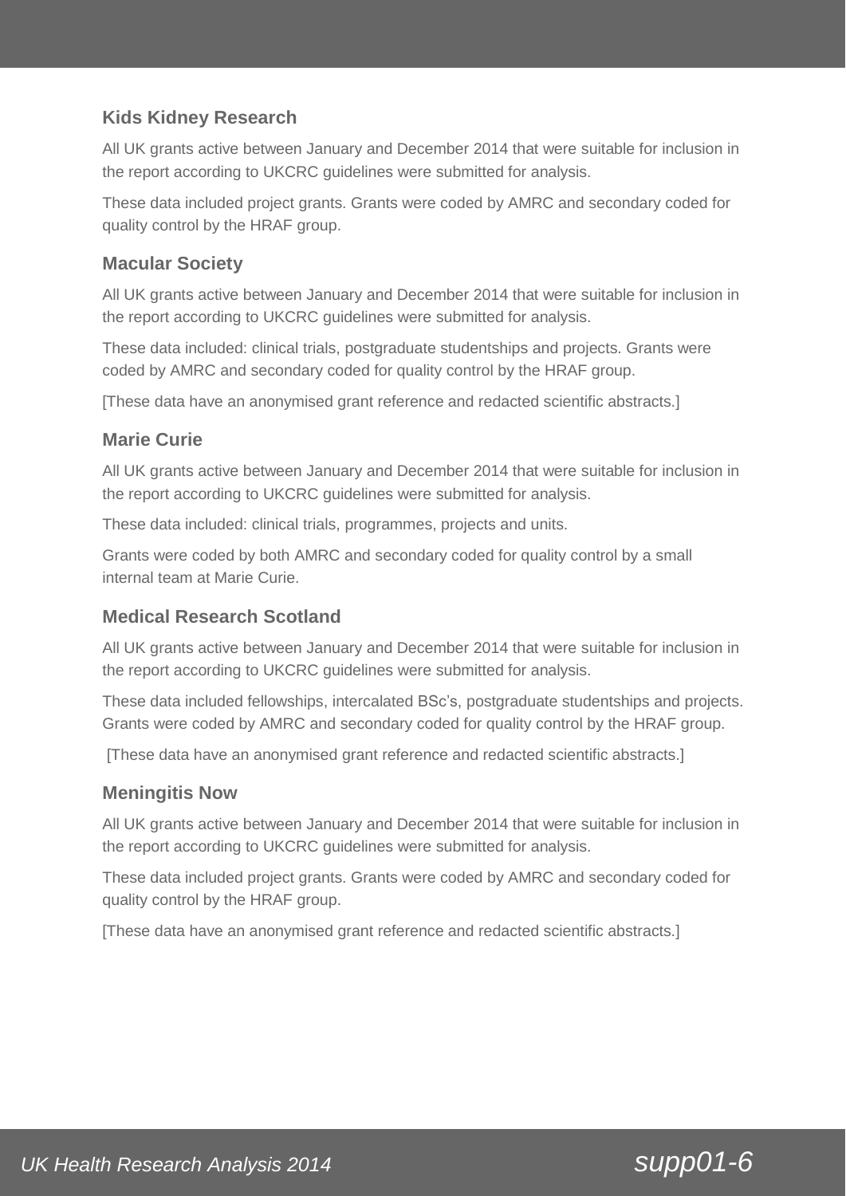### Kids Kidney Research

All UK grants active between January and December 2014 that were suitable for inclusion in the report according to UKCRC guidelines were submitted for analysis.

These data included project grants. Grants were coded by AMRC and secondary coded for quality control by the HRAF group.

### Macular Society

All UK grants active between January and December 2014 that were suitable for inclusion in the report according to UKCRC guidelines were submitted for analysis.

These data included: clinical trials, postgraduate studentships and projects. Grants were coded by AMRC and secondary coded for quality control by the HRAF group.

[These data have an anonymised grant reference and redacted scientific abstracts.]

### Marie Curie

All UK grants active between January and December 2014 that were suitable for inclusion in the report according to UKCRC guidelines were submitted for analysis.

These data included: clinical trials, programmes, projects and units.

Grants were coded by both AMRC and secondary coded for quality control by a small internal team at Marie Curie.

### Medical Research Scotland

All UK grants active between January and December 2014 that were suitable for inclusion in the report according to UKCRC guidelines were submitted for analysis.

These data included fellowships, intercalated BSc's, postgraduate studentships and projects. Grants were coded by AMRC and secondary coded for quality control by the HRAF group.

[These data have an anonymised grant reference and redacted scientific abstracts.]

### Meningitis Now

All UK grants active between January and December 2014 that were suitable for inclusion in the report according to UKCRC guidelines were submitted for analysis.

These data included project grants. Grants were coded by AMRC and secondary coded for quality control by the HRAF group.

[These data have an anonymised grant reference and redacted scientific abstracts.]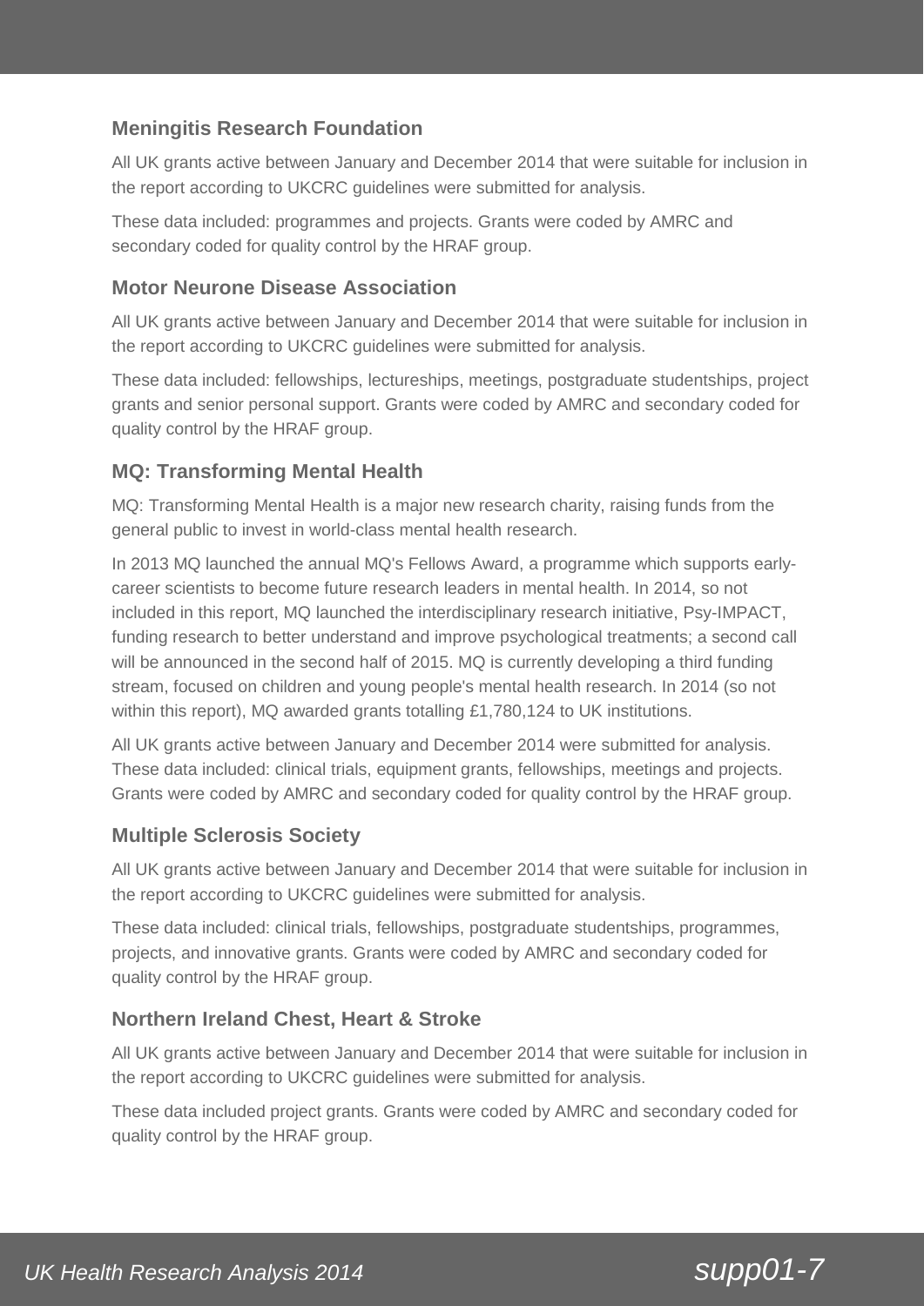### Meningitis Research Foundation

All UK grants active between January and December 2014 that were suitable for inclusion in the report according to UKCRC guidelines were submitted for analysis.

These data included: programmes and projects. Grants were coded by AMRC and secondary coded for quality control by the HRAF group.

### Motor Neurone Disease Association

All UK grants active between January and December 2014 that were suitable for inclusion in the report according to UKCRC guidelines were submitted for analysis.

These data included: fellowships, lectureships, meetings, postgraduate studentships, project grants and senior personal support. Grants were coded by AMRC and secondary coded for quality control by the HRAF group.

### MQ: Transforming Mental Health

MQ: Transforming Mental Health is a major new research charity, raising funds from the general public to invest in world-class mental health research.

In 2013 MQ launched the annual MQ's Fellows Award, a programme which supports early-career scientists to become future research leaders in mental health. In 2014, so not included in this report, MQ launched the interdisciplinary research initiative, Psy-IMPACT, funding research to better understand and improve psychological treatments; a second call will be announced in the second half of 2015. MQ is currently developing a third funding stream, focused on children and young people's mental health research. In 2014 (so not within this report), MQ awarded grants totalling £1,780,124 to UK institutions.

All UK grants active between January and December 2014 were submitted for analysis. These data included: clinical trials, equipment grants, fellowships, meetings and projects. Grants were coded by AMRC and secondary coded for quality control by the HRAF group.

### Multiple Sclerosis Society

All UK grants active between January and December 2014 that were suitable for inclusion in the report according to UKCRC guidelines were submitted for analysis.

These data included: clinical trials, fellowships, postgraduate studentships, programmes, projects, and innovative grants. Grants were coded by AMRC and secondary coded for quality control by the HRAF group.

### Northern Ireland Chest, Heart & Stroke

All UK grants active between January and December 2014 that were suitable for inclusion in the report according to UKCRC guidelines were submitted for analysis.

These data included project grants. Grants were coded by AMRC and secondary coded for quality control by the HRAF group.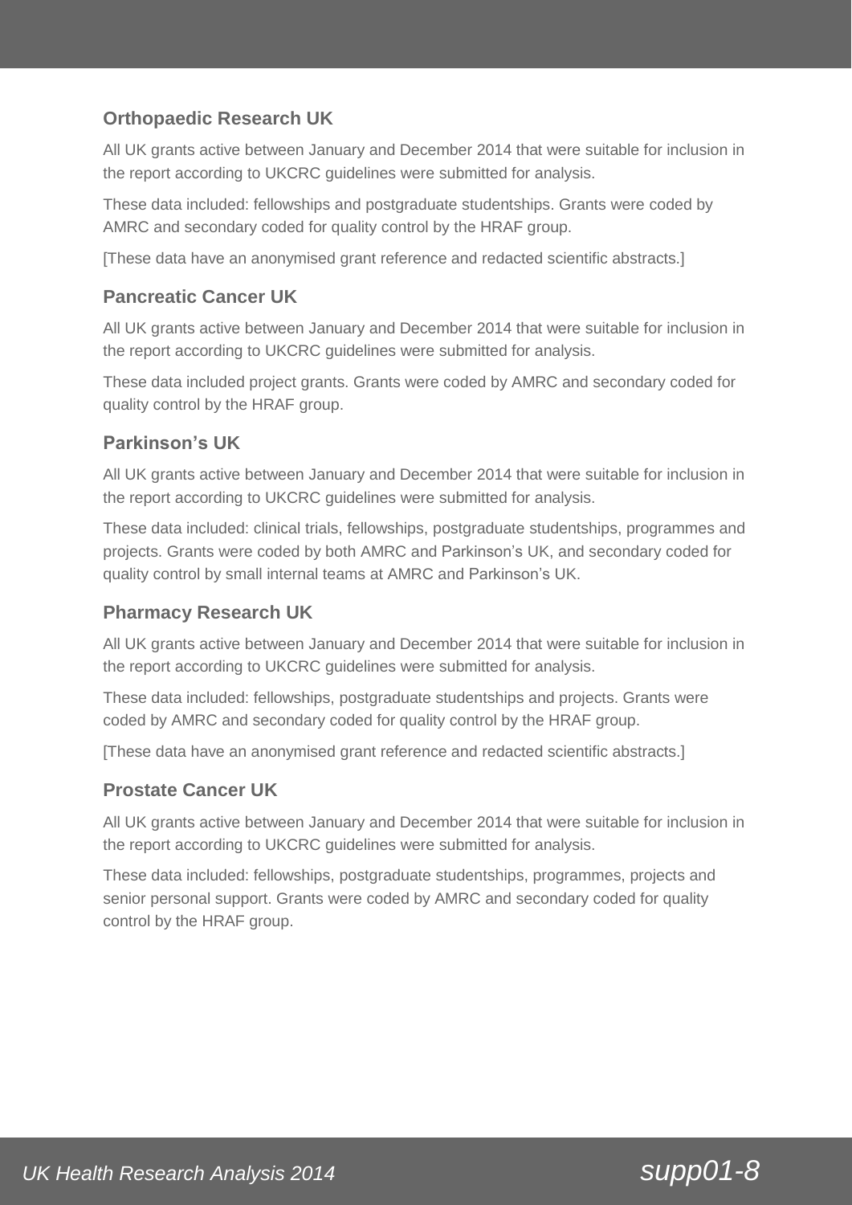### Orthopaedic Research UK

All UK grants active between January and December 2014 that were suitable for inclusion in the report according to UKCRC guidelines were submitted for analysis.

These data included: fellowships and postgraduate studentships. Grants were coded by AMRC and secondary coded for quality control by the HRAF group.

[These data have an anonymised grant reference and redacted scientific abstracts.]

### Pancreatic Cancer UK

All UK grants active between January and December 2014 that were suitable for inclusion in the report according to UKCRC guidelines were submitted for analysis.

These data included project grants. Grants were coded by AMRC and secondary coded for quality control by the HRAF group.

### Parkinson's UK

All UK grants active between January and December 2014 that were suitable for inclusion in the report according to UKCRC guidelines were submitted for analysis.

These data included: clinical trials, fellowships, postgraduate studentships, programmes and projects. Grants were coded by both AMRC and Parkinson's UK, and secondary coded for quality control by small internal teams at AMRC and Parkinson's UK.

### Pharmacy Research UK

All UK grants active between January and December 2014 that were suitable for inclusion in the report according to UKCRC guidelines were submitted for analysis.

These data included: fellowships, postgraduate studentships and projects. Grants were coded by AMRC and secondary coded for quality control by the HRAF group.

[These data have an anonymised grant reference and redacted scientific abstracts.]

### Prostate Cancer UK

All UK grants active between January and December 2014 that were suitable for inclusion in the report according to UKCRC guidelines were submitted for analysis.

These data included: fellowships, postgraduate studentships, programmes, projects and senior personal support. Grants were coded by AMRC and secondary coded for quality control by the HRAF group.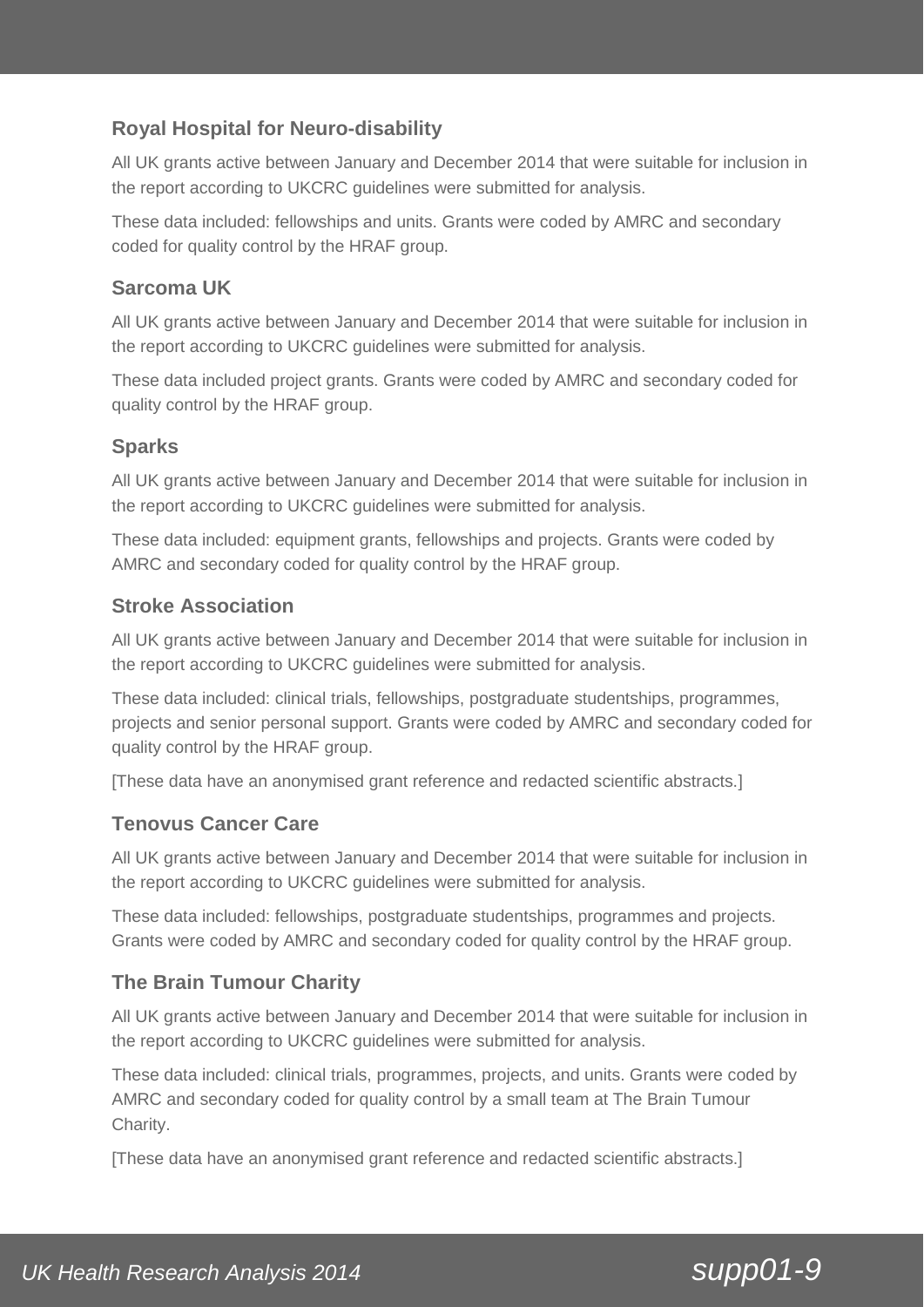### Royal Hospital for Neuro-disability

All UK grants active between January and December 2014 that were suitable for inclusion in the report according to UKCRC guidelines were submitted for analysis.

These data included: fellowships and units. Grants were coded by AMRC and secondary coded for quality control by the HRAF group.

### Sarcoma UK

All UK grants active between January and December 2014 that were suitable for inclusion in the report according to UKCRC guidelines were submitted for analysis.

These data included project grants. Grants were coded by AMRC and secondary coded for quality control by the HRAF group.

### Sparks

All UK grants active between January and December 2014 that were suitable for inclusion in the report according to UKCRC guidelines were submitted for analysis.

These data included: equipment grants, fellowships and projects. Grants were coded by AMRC and secondary coded for quality control by the HRAF group.

### Stroke Association

All UK grants active between January and December 2014 that were suitable for inclusion in the report according to UKCRC guidelines were submitted for analysis.

These data included: clinical trials, fellowships, postgraduate studentships, programmes, projects and senior personal support. Grants were coded by AMRC and secondary coded for quality control by the HRAF group.

[These data have an anonymised grant reference and redacted scientific abstracts.]

### Tenovus Cancer Care

All UK grants active between January and December 2014 that were suitable for inclusion in the report according to UKCRC guidelines were submitted for analysis.

These data included: fellowships, postgraduate studentships, programmes and projects. Grants were coded by AMRC and secondary coded for quality control by the HRAF group.

### The Brain Tumour Charity

All UK grants active between January and December 2014 that were suitable for inclusion in the report according to UKCRC guidelines were submitted for analysis.

These data included: clinical trials, programmes, projects, and units. Grants were coded by AMRC and secondary coded for quality control by a small team at The Brain Tumour Charity.

[These data have an anonymised grant reference and redacted scientific abstracts.]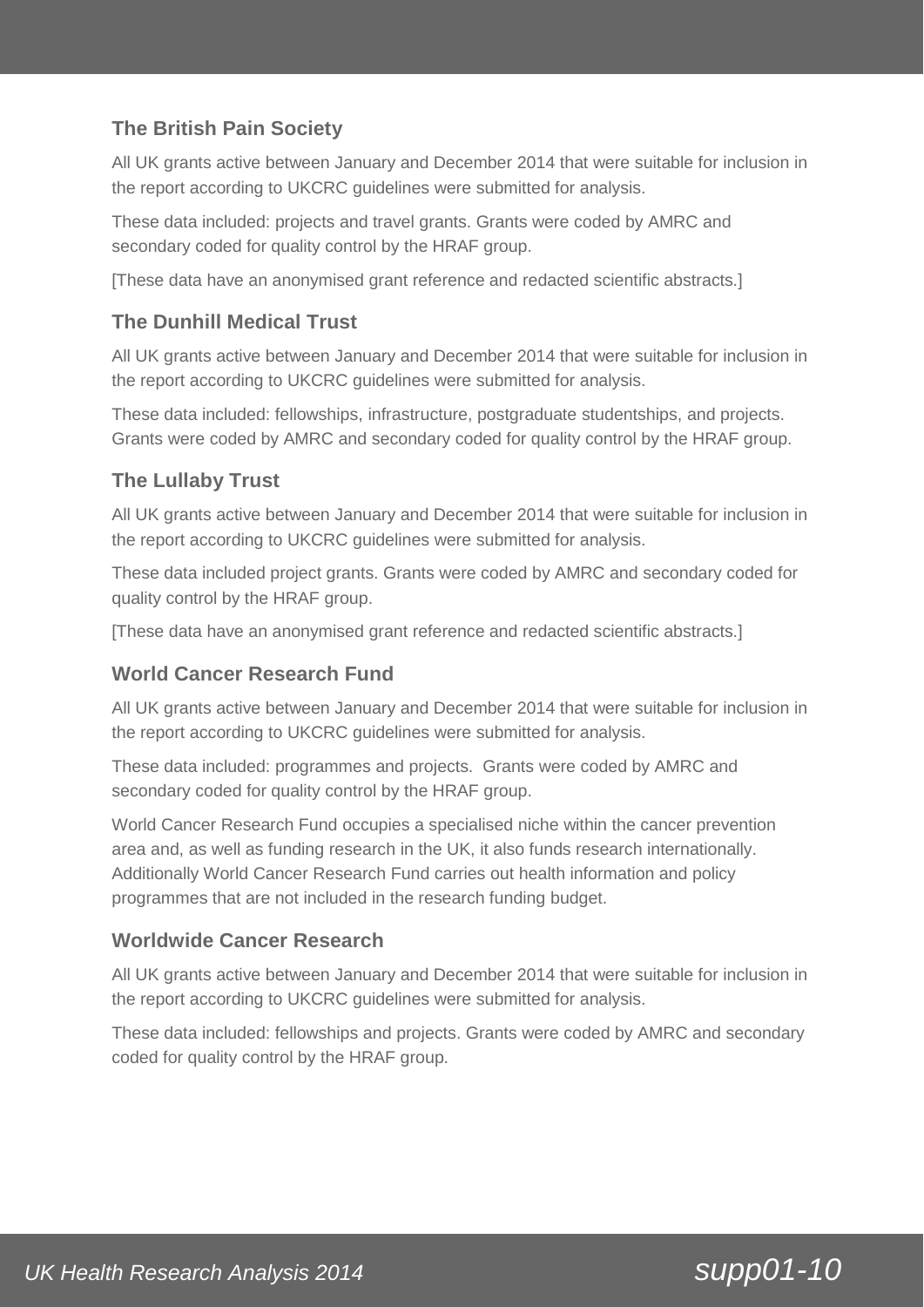### The British Pain Society

All UK grants active between January and December 2014 that were suitable for inclusion in the report according to UKCRC guidelines were submitted for analysis.

These data included: projects and travel grants. Grants were coded by AMRC and secondary coded for quality control by the HRAF group.

[These data have an anonymised grant reference and redacted scientific abstracts.]

### The Dunhill Medical Trust

All UK grants active between January and December 2014 that were suitable for inclusion in the report according to UKCRC guidelines were submitted for analysis.

These data included: fellowships, infrastructure, postgraduate studentships, and projects. Grants were coded by AMRC and secondary coded for quality control by the HRAF group.

### The Lullaby Trust

All UK grants active between January and December 2014 that were suitable for inclusion in the report according to UKCRC guidelines were submitted for analysis.

These data included project grants. Grants were coded by AMRC and secondary coded for quality control by the HRAF group.

[These data have an anonymised grant reference and redacted scientific abstracts.]

### World Cancer Research Fund

All UK grants active between January and December 2014 that were suitable for inclusion in the report according to UKCRC guidelines were submitted for analysis.

These data included: programmes and projects. Grants were coded by AMRC and secondary coded for quality control by the HRAF group.

World Cancer Research Fund occupies a specialised niche within the cancer prevention area and, as well as funding research in the UK, it also funds research internationally. Additionally World Cancer Research Fund carries out health information and policy programmes that are not included in the research funding budget.

### Worldwide Cancer Research

All UK grants active between January and December 2014 that were suitable for inclusion in the report according to UKCRC guidelines were submitted for analysis.

These data included: fellowships and projects. Grants were coded by AMRC and secondary coded for quality control by the HRAF group.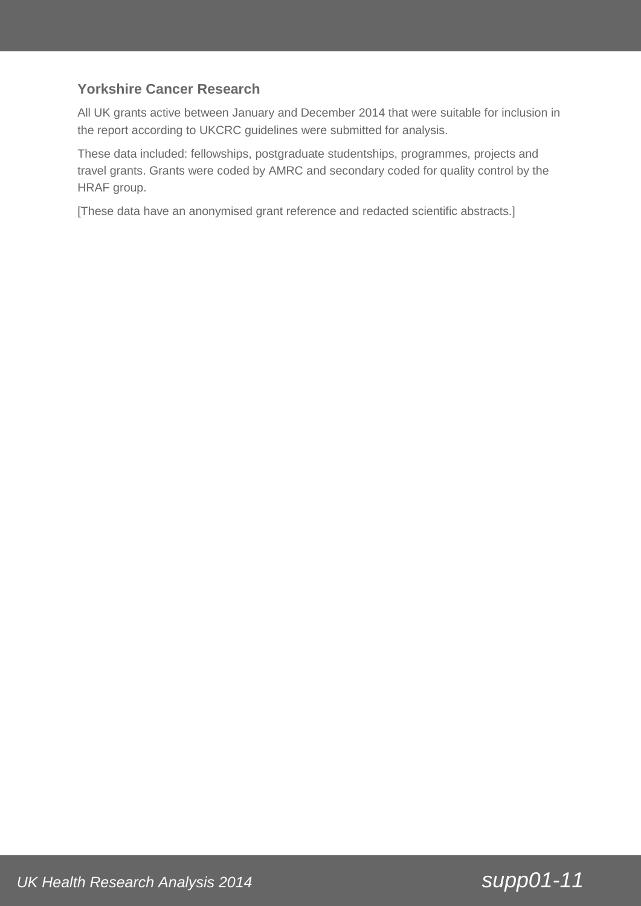### Yorkshire Cancer Research

All UK grants active between January and December 2014 that were suitable for inclusion in the report according to UKCRC guidelines were submitted for analysis.

These data included: fellowships, postgraduate studentships, programmes, projects and travel grants. Grants were coded by AMRC and secondary coded for quality control by the HRAF group.

[These data have an anonymised grant reference and redacted scientific abstracts.]